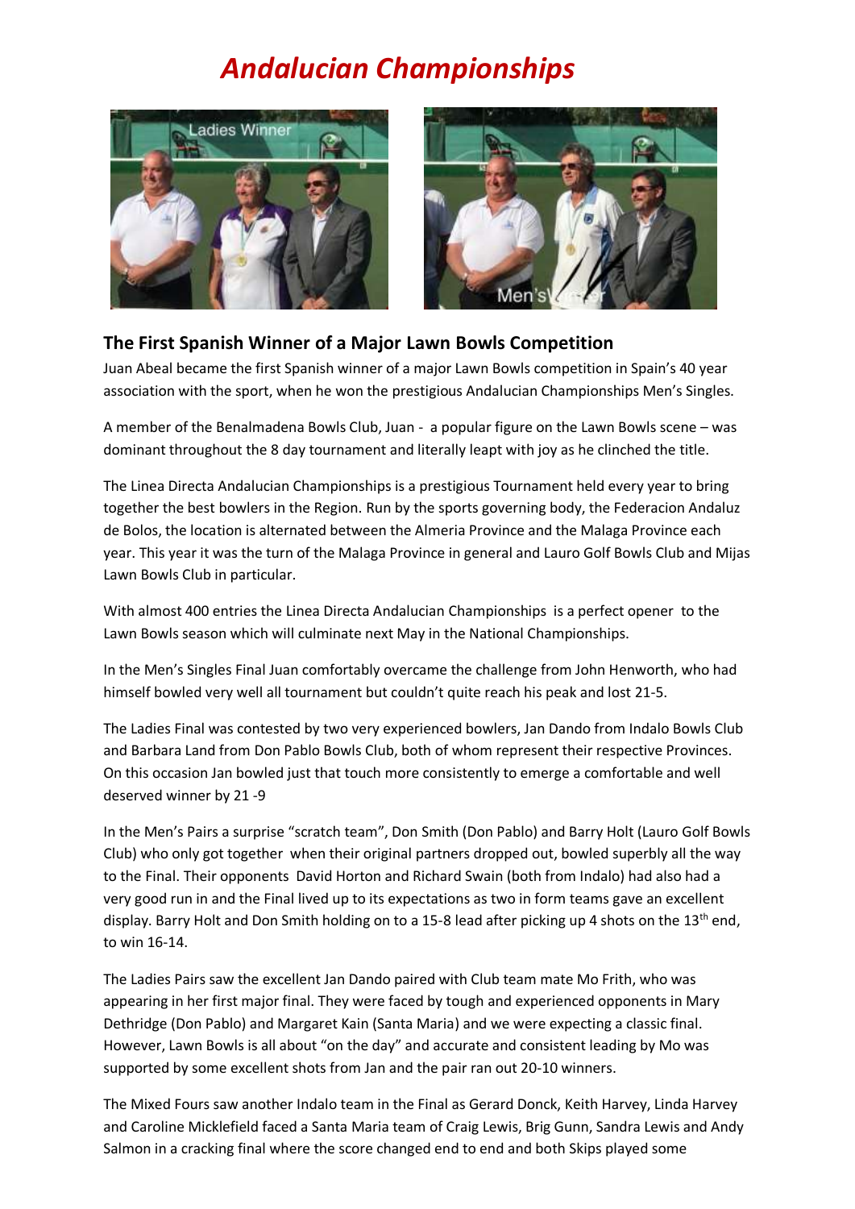# *Andalucian Championships*

## The First Spanish Winner of a Major Lawn Bowls Competition

Juan Abeal became the first Spanish winner of a major Lawn Bowls competition in Spain's 40 year association with the sport, when he won the prestigious Andalucian Championships Men's Singles.

A member of the Benalmadena Bowls Club, Juan - a popular figure on the Lawn Bowls scene – was dominant throughout the 8 day tournament and literally leapt with joy as he clinched the title.

The Linea Directa Andalucian Championships is a prestigious Tournament held every year to bring together the best bowlers in the Region. Run by the sports governing body, the Federacion Andaluz de Bolos, the location is alternated between the Almeria Province and the Malaga Province each year. This year it was the turn of the Malaga Province in general and Lauro Golf Bowls Club and Mijas Lawn Bowls Club in particular.

With almost 400 entries the Linea Directa Andalucian Championships is a perfect opener to the Lawn Bowls season which will culminate next May in the National Championships.

In the Men's Singles Final Juan comfortably overcame the challenge from John Henworth, who had himself bowled very well all tournament but couldn't quite reach his peak and lost 21-5.

The Ladies Final was contested by two very experienced bowlers, Jan Dando from Indalo Bowls Club and Barbara Land from Don Pablo Bowls Club, both of whom represent their respective Provinces. On this occasion Jan bowled just that touch more consistently to emerge a comfortable and well deserved winner by 21 -9

In the Men's Pairs a surprise "scratch team", Don Smith (Don Pablo) and Barry Holt (Lauro Golf Bowls Club) who only got together when their original partners dropped out, bowled superbly all the way to the Final. Their opponents David Horton and Richard Swain (both from Indalo) had also had a very good run in and the Final lived up to its expectations as two in form teams gave an excellent display. Barry Holt and Don Smith holding on to a 15-8 lead after picking up 4 shots on the 13th end, to win 16-14.

The Ladies Pairs saw the excellent Jan Dando paired with Club team mate Mo Frith, who was appearing in her first major final. They were faced by tough and experienced opponents in Mary Dethridge (Don Pablo) and Margaret Kain (Santa Maria) and we were expecting a classic final. However, Lawn Bowls is all about "on the day" and accurate and consistent leading by Mo was supported by some excellent shots from Jan and the pair ran out 20-10 winners.

The Mixed Fours saw another Indalo team in the Final as Gerard Donck, Keith Harvey, Linda Harvey and Caroline Micklefield faced a Santa Maria team of Craig Lewis, Brig Gunn, Sandra Lewis and Andy Salmon in a cracking final where the score changed end to end and both Skips played some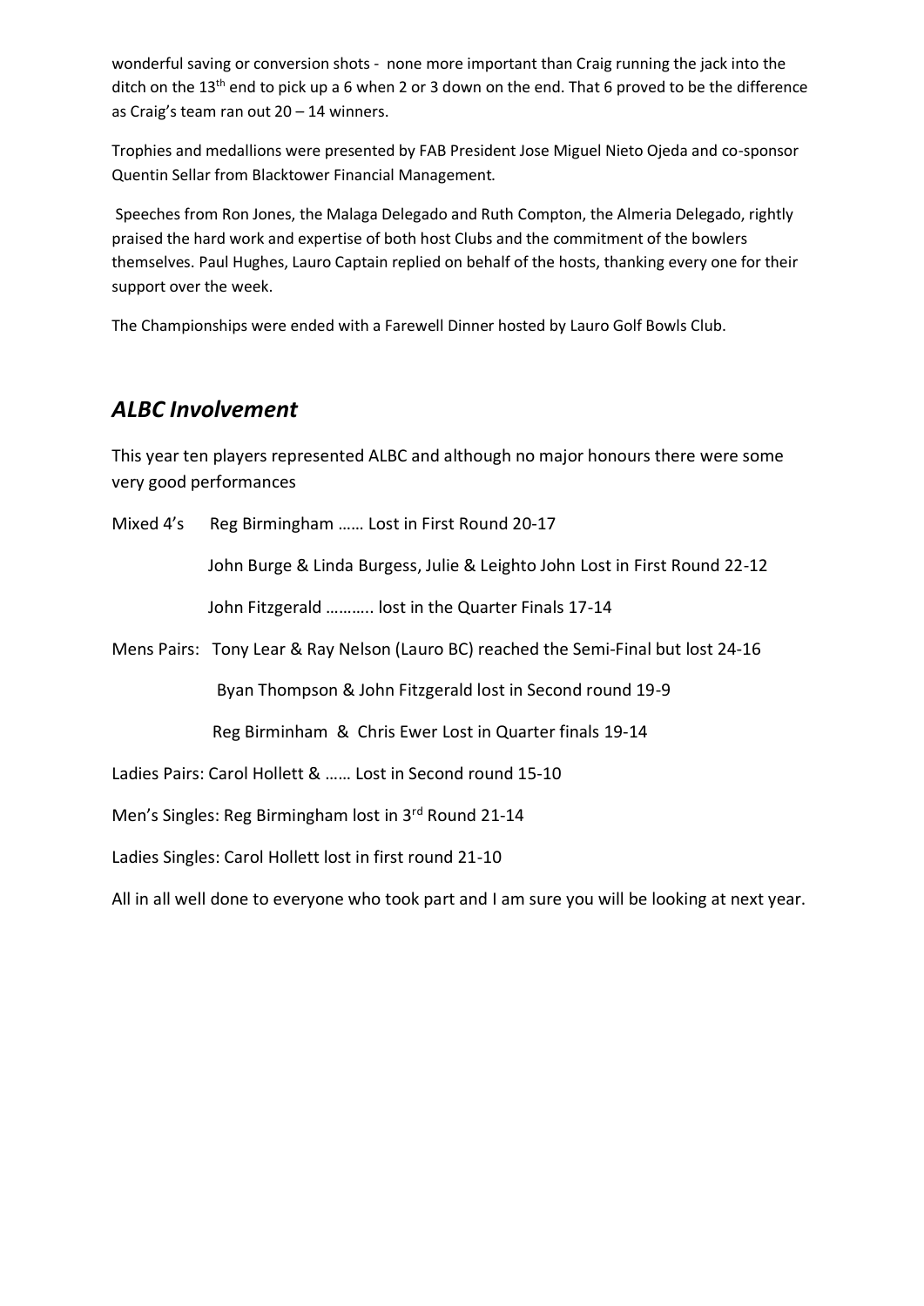wonderful saving or conversion shots - none more important than Craig running the jack into the ditch on the 13th end to pick up a 6 when 2 or 3 down on the end. That 6 proved to be the difference as Craig's team ran out 20 – 14 winners.

Trophies and medallions were presented by FAB President Jose Miguel Nieto Ojeda and co-sponsor Quentin Sellar from Blacktower Financial Management.

Speeches from Ron Jones, the Malaga Delegado and Ruth Compton, the Almeria Delegado, rightly praised the hard work and expertise of both host Clubs and the commitment of the bowlers themselves. Paul Hughes, Lauro Captain replied on behalf of the hosts, thanking every one for their support over the week.

The Championships were ended with a Farewell Dinner hosted by Lauro Golf Bowls Club.

## *ALBC Involvement*

This year ten players represented ALBC and although no major honours there were some very good performances

Mixed 4's Reg Birmingham …… Lost in First Round 20-17

John Burge & Linda Burgess, Julie & Leighto John Lost in First Round 22-12

John Fitzgerald ……….. lost in the Quarter Finals 17-14

Mens Pairs: Tony Lear & Ray Nelson (Lauro BC) reached the Semi-Final but lost 24-16

Byan Thompson & John Fitzgerald lost in Second round 19-9

Reg Birminham & Chris Ewer Lost in Quarter finals 19-14

Ladies Pairs: Carol Hollett & …… Lost in Second round 15-10

Men's Singles: Reg Birmingham lost in 3rd Round 21-14

Ladies Singles: Carol Hollett lost in first round 21-10

All in all well done to everyone who took part and I am sure you will be looking at next year.